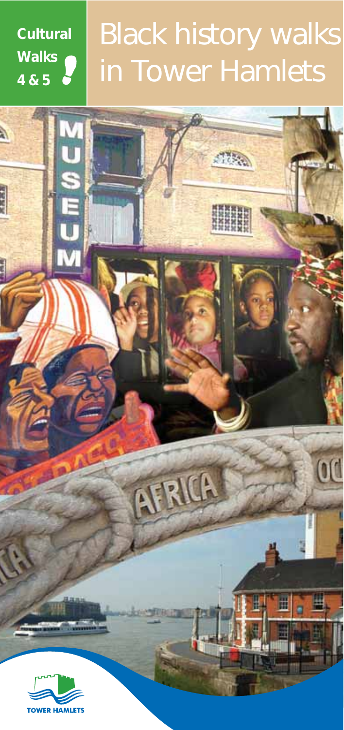**Cultural Walks 4 & 5**

# Black history walks in Tower Hamlets

TOWER HAMLETS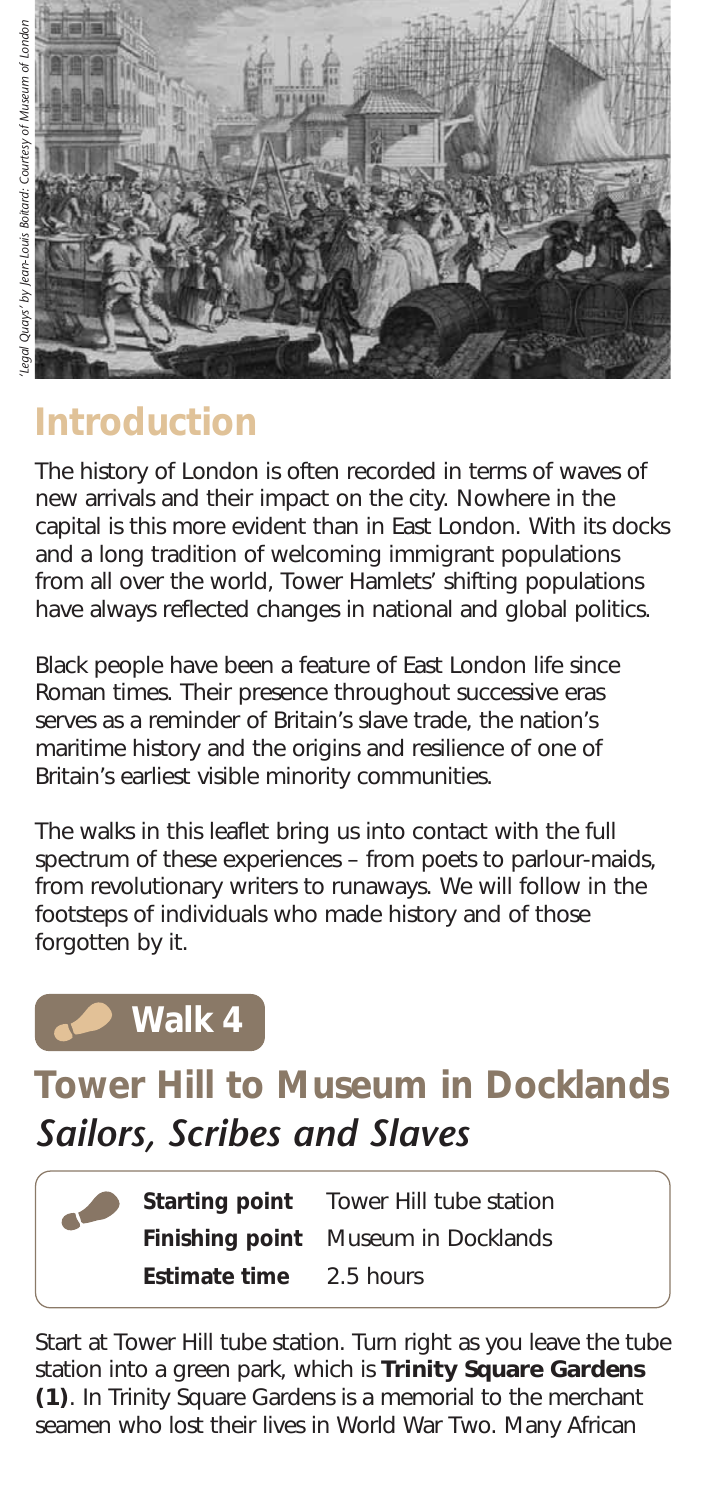'Legal Quays' by Jean-Louis Boitard: Courtesy of Museum of London

## Introduction

The history of London is often recorded in terms of waves of new arrivals and their impact on the city. Nowhere in the capital is this more evident than in East London. With its docks and a long tradition of welcoming immigrant populations from all over the world, Tower Hamlets' shifting populations have always reflected changes in national and global politics.

Black people have been a feature of East London life since Roman times. Their presence throughout successive eras serves as a reminder of Britain's slave trade, the nation's maritime history and the origins and resilience of one of Britain's earliest visible minority communities.

The walks in this leaflet bring us into contact with the full spectrum of these experiences – from poets to parlour-maids, from revolutionary writers to runaways. We will follow in the footsteps of individuals who made history and of those forgotten by it.

## Walk 4

# Tower Hill to Museum in Docklands

## *Sailors, Scribes and Slaves*

**Starting point** Tower Hill tube station
**Finishing point** Museum in Docklands
**Estimate time** 2.5 hours

Start at Tower Hill tube station. Turn right as you leave the tube station into a green park, which is **Trinity Square Gardens (1)**. In Trinity Square Gardens is a memorial to the merchant seamen who lost their lives in World War Two. Many African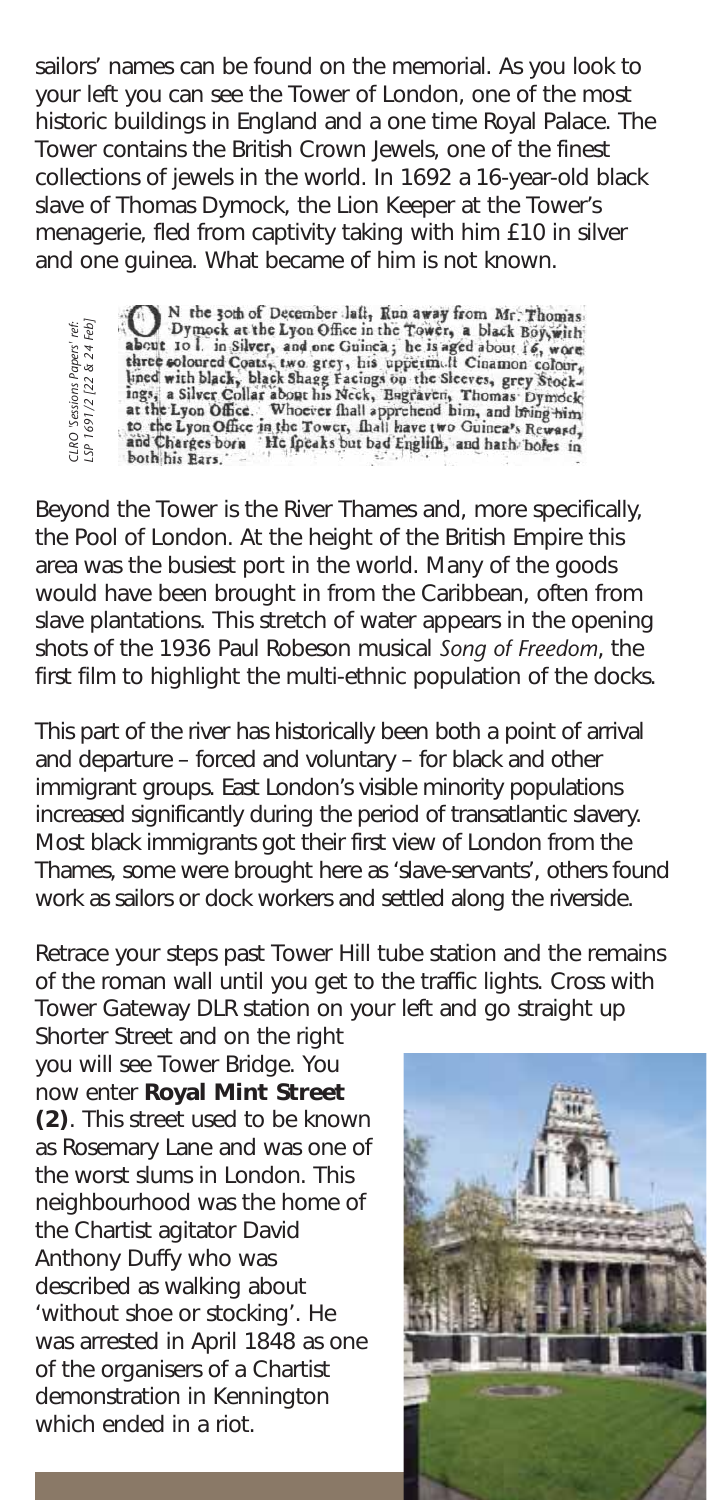sailors' names can be found on the memorial. As you look to your left you can see the Tower of London, one of the most historic buildings in England and a one time Royal Palace. The Tower contains the British Crown Jewels, one of the finest collections of jewels in the world. In 1692 a 16-year-old black slave of Thomas Dymock, the Lion Keeper at the Tower's menagerie, fled from captivity taking with him £10 in silver and one guinea. What became of him is not known.

ON the 30th of December last, Run away from Mr. Thomas Dymock at the Lyon Office in the Tower, a black Boy, with about 10 l. in Silver, and one Guinea; he is aged about 16, wore three coloured Coats, two grey, his uppermost Cinamon colour, lined with black, black Shagg Facings on the Sleeves, grey Stockings, a Silver Collar about his Neck, Engraven, Thomas Dymock at the Lyon Office. Whoever shall apprehend him, and bring him to the Lyon Office in the Tower, shall have two Guinea's Reward, and Charges born. He speaks but bad English, and hath holes in both his Ears.

CLRO 'Sessions Papers' ref: LSP 1691/2 [22 & 24 Feb]

Beyond the Tower is the River Thames and, more specifically, the Pool of London. At the height of the British Empire this area was the busiest port in the world. Many of the goods would have been brought in from the Caribbean, often from slave plantations. This stretch of water appears in the opening shots of the 1936 Paul Robeson musical *Song of Freedom*, the first film to highlight the multi-ethnic population of the docks.

This part of the river has historically been both a point of arrival and departure – forced and voluntary – for black and other immigrant groups. East London's visible minority populations increased significantly during the period of transatlantic slavery. Most black immigrants got their first view of London from the Thames, some were brought here as 'slave-servants', others found work as sailors or dock workers and settled along the riverside.

Retrace your steps past Tower Hill tube station and the remains of the roman wall until you get to the traffic lights. Cross with Tower Gateway DLR station on your left and go straight up Shorter Street and on the right you will see Tower Bridge. You now enter **Royal Mint Street (2)**. This street used to be known as Rosemary Lane and was one of the worst slums in London. This neighbourhood was the home of the Chartist agitator David Anthony Duffy who was described as walking about 'without shoe or stocking'. He was arrested in April 1848 as one of the organisers of a Chartist demonstration in Kennington which ended in a riot.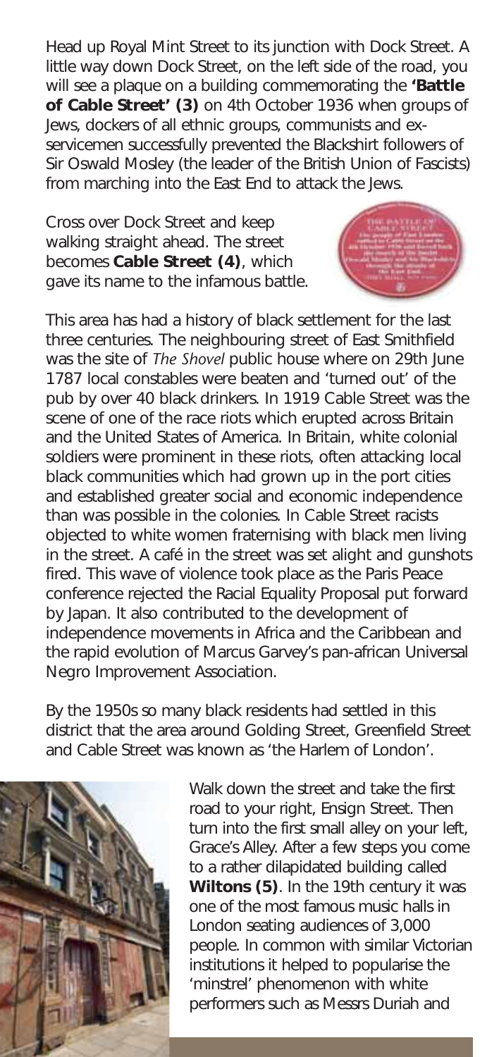Head up Royal Mint Street to its junction with Dock Street. A little way down Dock Street, on the left side of the road, you will see a plaque on a building commemorating the **'Battle of Cable Street' (3)** on 4th October 1936 when groups of Jews, dockers of all ethnic groups, communists and ex-servicemen successfully prevented the Blackshirt followers of Sir Oswald Mosley (the leader of the British Union of Fascists) from marching into the East End to attack the Jews.

Cross over Dock Street and keep walking straight ahead. The street becomes **Cable Street (4)**, which gave its name to the infamous battle.

This area has had a history of black settlement for the last three centuries. The neighbouring street of East Smithfield was the site of *The Shovel* public house where on 29th June 1787 local constables were beaten and 'turned out' of the pub by over 40 black drinkers. In 1919 Cable Street was the scene of one of the race riots which erupted across Britain and the United States of America. In Britain, white colonial soldiers were prominent in these riots, often attacking local black communities which had grown up in the port cities and established greater social and economic independence than was possible in the colonies. In Cable Street racists objected to white women fraternising with black men living in the street. A café in the street was set alight and gunshots fired. This wave of violence took place as the Paris Peace conference rejected the Racial Equality Proposal put forward by Japan. It also contributed to the development of independence movements in Africa and the Caribbean and the rapid evolution of Marcus Garvey's pan-african Universal Negro Improvement Association.

By the 1950s so many black residents had settled in this district that the area around Golding Street, Greenfield Street and Cable Street was known as 'the Harlem of London'.

Walk down the street and take the first road to your right, Ensign Street. Then turn into the first small alley on your left, Grace's Alley. After a few steps you come to a rather dilapidated building called **Wiltons (5)**. In the 19th century it was one of the most famous music halls in London seating audiences of 3,000 people. In common with similar Victorian institutions it helped to popularise the 'minstrel' phenomenon with white performers such as Messrs Duriah and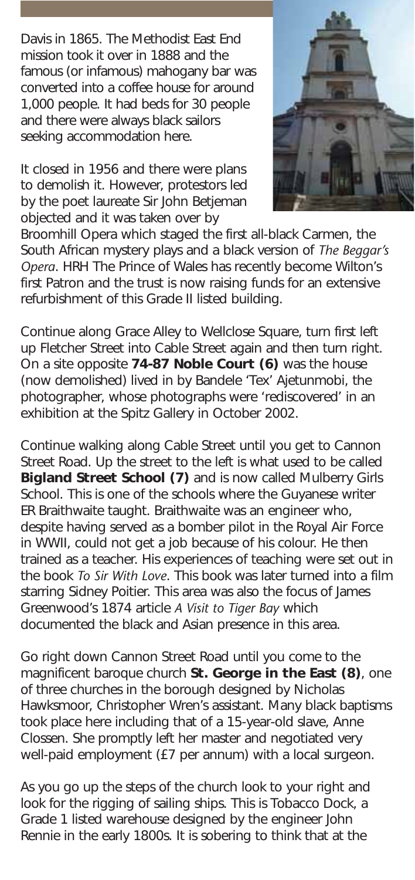Davis in 1865. The Methodist East End mission took it over in 1888 and the famous (or infamous) mahogany bar was converted into a coffee house for around 1,000 people. It had beds for 30 people and there were always black sailors seeking accommodation here.

It closed in 1956 and there were plans to demolish it. However, protestors led by the poet laureate Sir John Betjeman objected and it was taken over by Broomhill Opera which staged the first all-black Carmen, the South African mystery plays and a black version of *The Beggar's Opera*. HRH The Prince of Wales has recently become Wilton's first Patron and the trust is now raising funds for an extensive refurbishment of this Grade II listed building.

Continue along Grace Alley to Wellclose Square, turn first left up Fletcher Street into Cable Street again and then turn right. On a site opposite **74-87 Noble Court (6)** was the house (now demolished) lived in by Bandele 'Tex' Ajetunmobi, the photographer, whose photographs were 'rediscovered' in an exhibition at the Spitz Gallery in October 2002.

Continue walking along Cable Street until you get to Cannon Street Road. Up the street to the left is what used to be called **Bigland Street School (7)** and is now called Mulberry Girls School. This is one of the schools where the Guyanese writer ER Braithwaite taught. Braithwaite was an engineer who, despite having served as a bomber pilot in the Royal Air Force in WWII, could not get a job because of his colour. He then trained as a teacher. His experiences of teaching were set out in the book *To Sir With Love*. This book was later turned into a film starring Sidney Poitier. This area was also the focus of James Greenwood's 1874 article *A Visit to Tiger Bay* which documented the black and Asian presence in this area.

Go right down Cannon Street Road until you come to the magnificent baroque church **St. George in the East (8)**, one of three churches in the borough designed by Nicholas Hawksmoor, Christopher Wren's assistant. Many black baptisms took place here including that of a 15-year-old slave, Anne Clossen. She promptly left her master and negotiated very well-paid employment (£7 per annum) with a local surgeon.

As you go up the steps of the church look to your right and look for the rigging of sailing ships. This is Tobacco Dock, a Grade 1 listed warehouse designed by the engineer John Rennie in the early 1800s. It is sobering to think that at the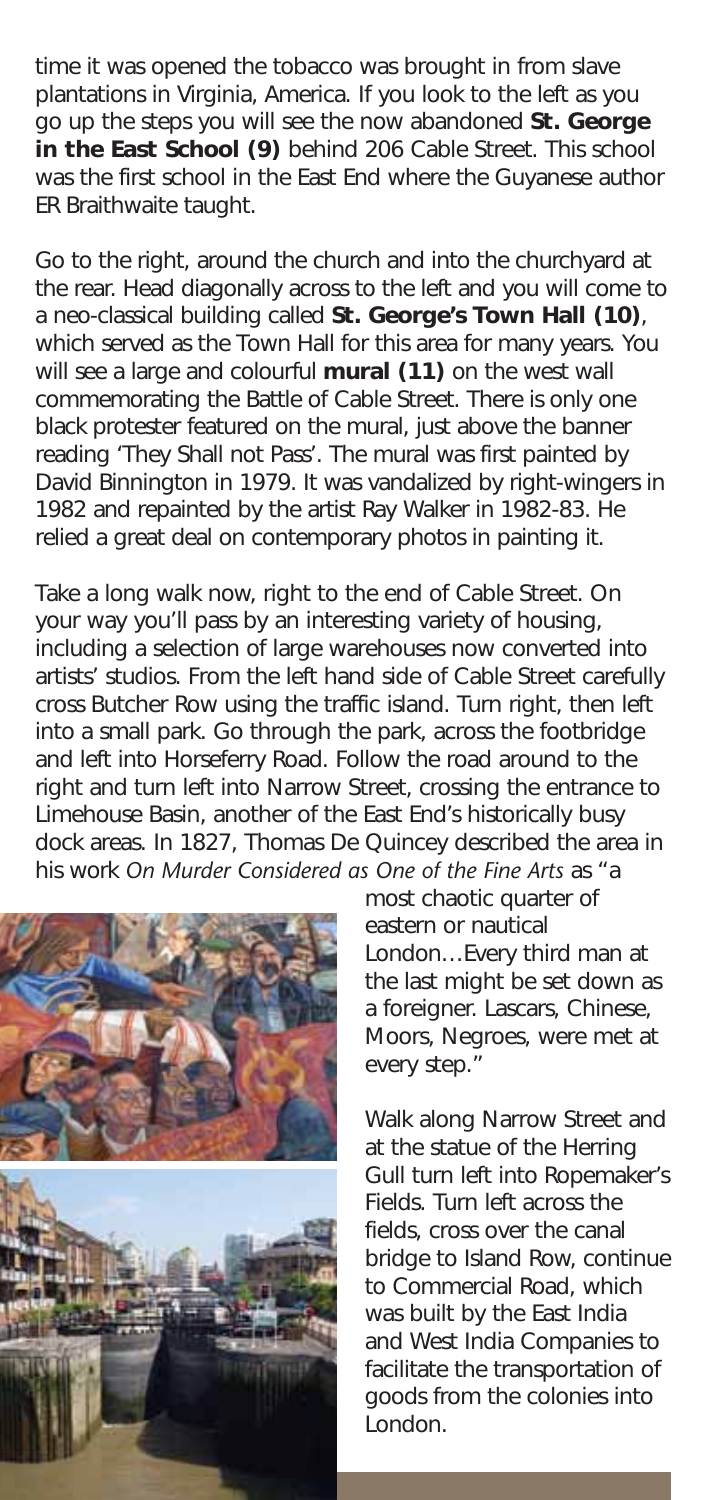time it was opened the tobacco was brought in from slave plantations in Virginia, America. If you look to the left as you go up the steps you will see the now abandoned **St. George in the East School (9)** behind 206 Cable Street. This school was the first school in the East End where the Guyanese author ER Braithwaite taught.

Go to the right, around the church and into the churchyard at the rear. Head diagonally across to the left and you will come to a neo-classical building called **St. George's Town Hall (10)**, which served as the Town Hall for this area for many years. You will see a large and colourful **mural (11)** on the west wall commemorating the Battle of Cable Street. There is only one black protester featured on the mural, just above the banner reading 'They Shall not Pass'. The mural was first painted by David Binnington in 1979. It was vandalized by right-wingers in 1982 and repainted by the artist Ray Walker in 1982-83. He relied a great deal on contemporary photos in painting it.

Take a long walk now, right to the end of Cable Street. On your way you'll pass by an interesting variety of housing, including a selection of large warehouses now converted into artists' studios. From the left hand side of Cable Street carefully cross Butcher Row using the traffic island. Turn right, then left into a small park. Go through the park, across the footbridge and left into Horseferry Road. Follow the road around to the right and turn left into Narrow Street, crossing the entrance to Limehouse Basin, another of the East End's historically busy dock areas. In 1827, Thomas De Quincey described the area in his work *On Murder Considered as One of the Fine Arts* as "a most chaotic quarter of eastern or nautical London…Every third man at the last might be set down as a foreigner. Lascars, Chinese, Moors, Negroes, were met at every step."

Walk along Narrow Street and at the statue of the Herring Gull turn left into Ropemaker's Fields. Turn left across the fields, cross over the canal bridge to Island Row, continue to Commercial Road, which was built by the East India and West India Companies to facilitate the transportation of goods from the colonies into London.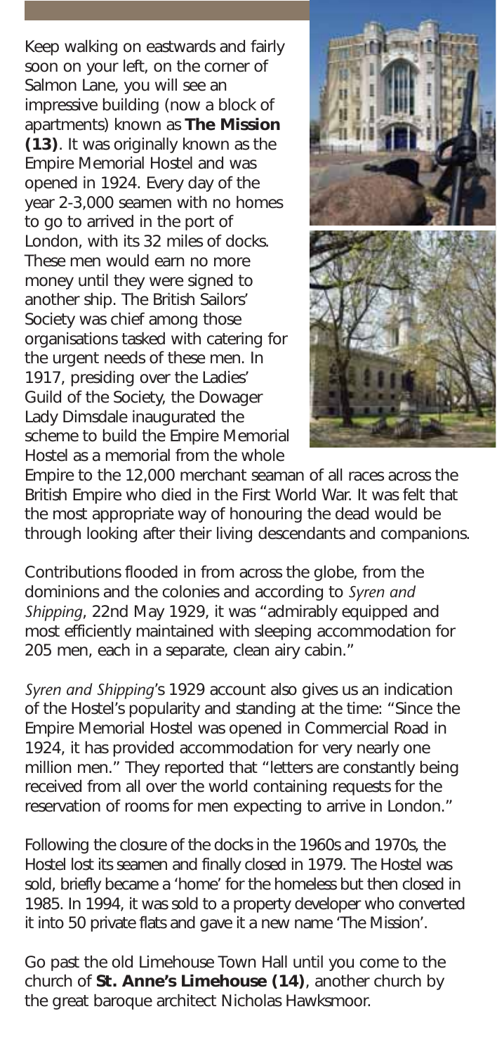Keep walking on eastwards and fairly soon on your left, on the corner of Salmon Lane, you will see an impressive building (now a block of apartments) known as **The Mission (13)**. It was originally known as the Empire Memorial Hostel and was opened in 1924. Every day of the year 2-3,000 seamen with no homes to go to arrived in the port of London, with its 32 miles of docks. These men would earn no more money until they were signed to another ship. The British Sailors' Society was chief among those organisations tasked with catering for the urgent needs of these men. In 1917, presiding over the Ladies' Guild of the Society, the Dowager Lady Dimsdale inaugurated the scheme to build the Empire Memorial Hostel as a memorial from the whole Empire to the 12,000 merchant seaman of all races across the British Empire who died in the First World War. It was felt that the most appropriate way of honouring the dead would be through looking after their living descendants and companions.

Contributions flooded in from across the globe, from the dominions and the colonies and according to *Syren and Shipping*, 22nd May 1929, it was "admirably equipped and most efficiently maintained with sleeping accommodation for 205 men, each in a separate, clean airy cabin."

*Syren and Shipping*'s 1929 account also gives us an indication of the Hostel's popularity and standing at the time: "Since the Empire Memorial Hostel was opened in Commercial Road in 1924, it has provided accommodation for very nearly one million men." They reported that "letters are constantly being received from all over the world containing requests for the reservation of rooms for men expecting to arrive in London."

Following the closure of the docks in the 1960s and 1970s, the Hostel lost its seamen and finally closed in 1979. The Hostel was sold, briefly became a 'home' for the homeless but then closed in 1985. In 1994, it was sold to a property developer who converted it into 50 private flats and gave it a new name 'The Mission'.

Go past the old Limehouse Town Hall until you come to the church of **St. Anne's Limehouse (14)**, another church by the great baroque architect Nicholas Hawksmoor.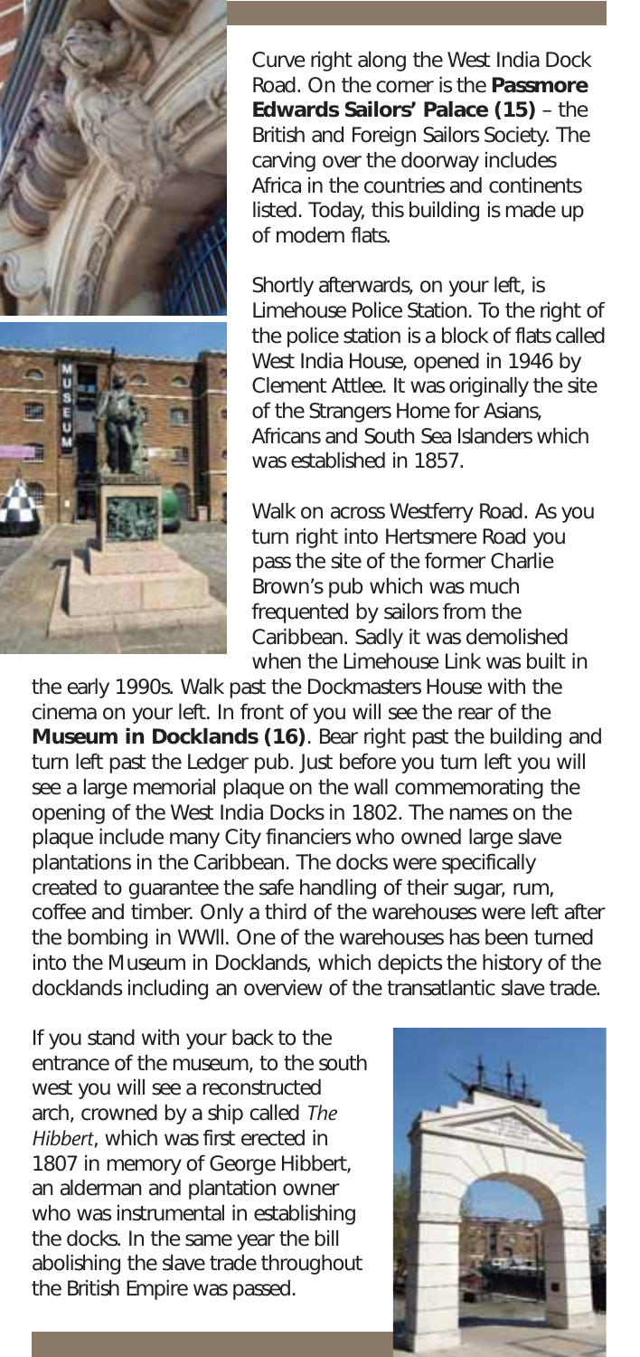Curve right along the West India Dock Road. On the corner is the **Passmore Edwards Sailors' Palace (15)** – the British and Foreign Sailors Society. The carving over the doorway includes Africa in the countries and continents listed. Today, this building is made up of modern flats.

Shortly afterwards, on your left, is Limehouse Police Station. To the right of the police station is a block of flats called West India House, opened in 1946 by Clement Attlee. It was originally the site of the Strangers Home for Asians, Africans and South Sea Islanders which was established in 1857.

Walk on across Westferry Road. As you turn right into Hertsmere Road you pass the site of the former Charlie Brown's pub which was much frequented by sailors from the Caribbean. Sadly it was demolished when the Limehouse Link was built in the early 1990s. Walk past the Dockmasters House with the cinema on your left. In front of you will see the rear of the **Museum in Docklands (16)**. Bear right past the building and turn left past the Ledger pub. Just before you turn left you will see a large memorial plaque on the wall commemorating the opening of the West India Docks in 1802. The names on the plaque include many City financiers who owned large slave plantations in the Caribbean. The docks were specifically created to guarantee the safe handling of their sugar, rum, coffee and timber. Only a third of the warehouses were left after the bombing in WWII. One of the warehouses has been turned into the Museum in Docklands, which depicts the history of the docklands including an overview of the transatlantic slave trade.

If you stand with your back to the entrance of the museum, to the south west you will see a reconstructed arch, crowned by a ship called *The Hibbert*, which was first erected in 1807 in memory of George Hibbert, an alderman and plantation owner who was instrumental in establishing the docks. In the same year the bill abolishing the slave trade throughout the British Empire was passed.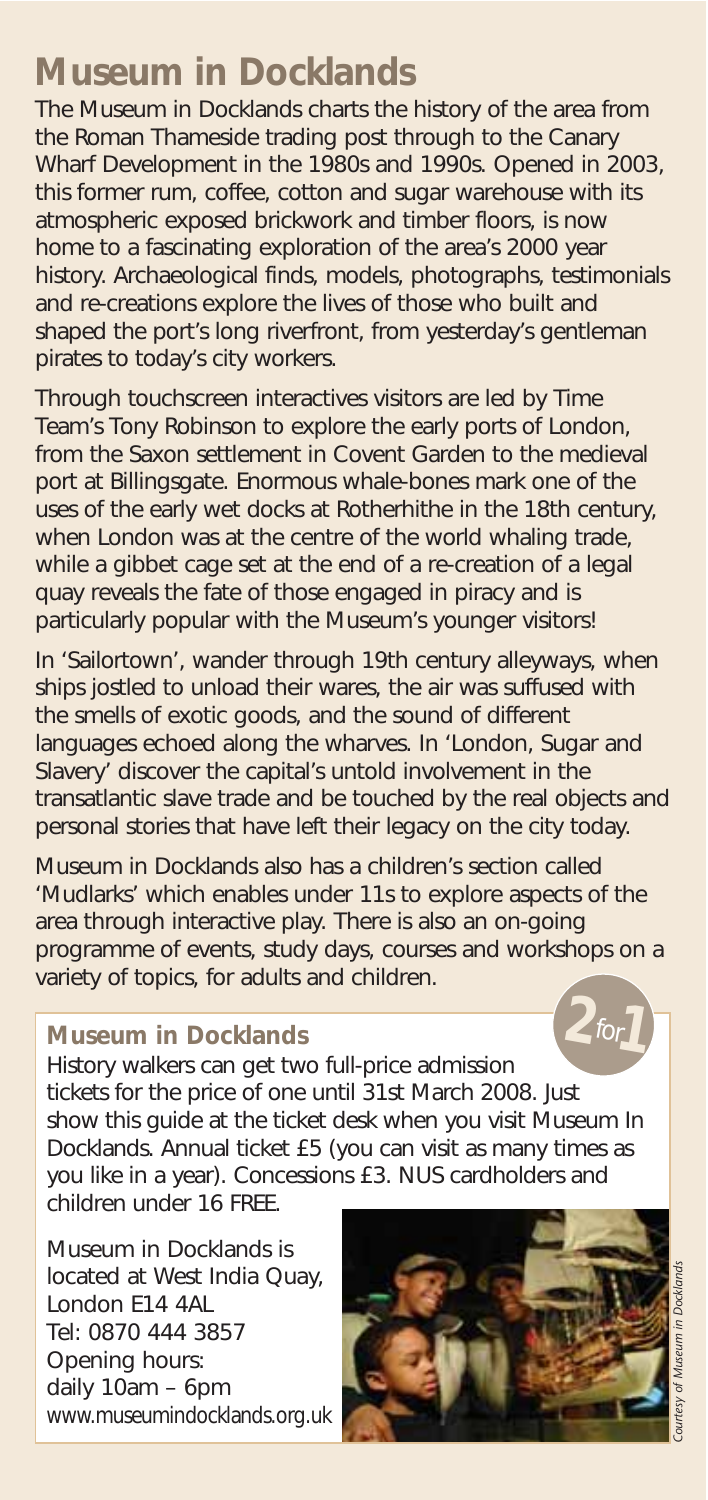# Museum in Docklands

The Museum in Docklands charts the history of the area from the Roman Thameside trading post through to the Canary Wharf Development in the 1980s and 1990s. Opened in 2003, this former rum, coffee, cotton and sugar warehouse with its atmospheric exposed brickwork and timber floors, is now home to a fascinating exploration of the area's 2000 year history. Archaeological finds, models, photographs, testimonials and re-creations explore the lives of those who built and shaped the port's long riverfront, from yesterday's gentleman pirates to today's city workers.

Through touchscreen interactives visitors are led by Time Team's Tony Robinson to explore the early ports of London, from the Saxon settlement in Covent Garden to the medieval port at Billingsgate. Enormous whale-bones mark one of the uses of the early wet docks at Rotherhithe in the 18th century, when London was at the centre of the world whaling trade, while a gibbet cage set at the end of a re-creation of a legal quay reveals the fate of those engaged in piracy and is particularly popular with the Museum's younger visitors!

In 'Sailortown', wander through 19th century alleyways, when ships jostled to unload their wares, the air was suffused with the smells of exotic goods, and the sound of different languages echoed along the wharves. In 'London, Sugar and Slavery' discover the capital's untold involvement in the transatlantic slave trade and be touched by the real objects and personal stories that have left their legacy on the city today.

Museum in Docklands also has a children's section called 'Mudlarks' which enables under 11s to explore aspects of the area through interactive play. There is also an on-going programme of events, study days, courses and workshops on a variety of topics, for adults and children.

## Museum in Docklands

*2 for 1*

History walkers can get two full-price admission tickets for the price of one until 31st March 2008. Just show this guide at the ticket desk when you visit Museum In Docklands. Annual ticket £5 (you can visit as many times as you like in a year). Concessions £3. NUS cardholders and children under 16 FREE.

Museum in Docklands is located at West India Quay, London E14 4AL
Tel: 0870 444 3857
Opening hours:
daily 10am – 6pm
www.museumindocklands.org.uk

*Courtesy of Museum in Docklands*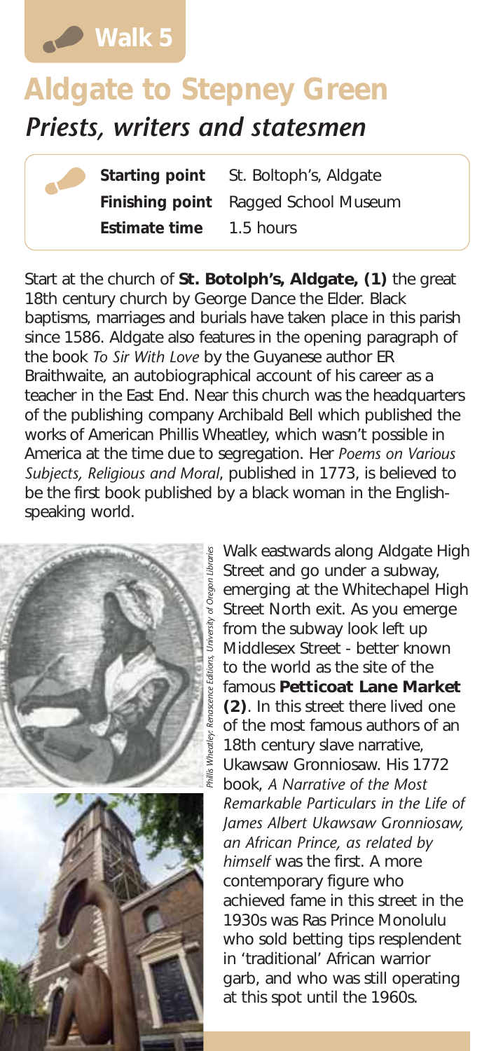Walk 5

# Aldgate to Stepney Green

## *Priests, writers and statesmen*

**Starting point** St. Boltoph's, Aldgate
**Finishing point** Ragged School Museum
**Estimate time** 1.5 hours

Start at the church of **St. Botolph's, Aldgate, (1)** the great 18th century church by George Dance the Elder. Black baptisms, marriages and burials have taken place in this parish since 1586. Aldgate also features in the opening paragraph of the book *To Sir With Love* by the Guyanese author ER Braithwaite, an autobiographical account of his career as a teacher in the East End. Near this church was the headquarters of the publishing company Archibald Bell which published the works of American Phillis Wheatley, which wasn't possible in America at the time due to segregation. Her *Poems on Various Subjects, Religious and Moral*, published in 1773, is believed to be the first book published by a black woman in the English-speaking world.

*Phillis Wheatley: Renascence Editions, University of Oregon Libraries*

Walk eastwards along Aldgate High Street and go under a subway, emerging at the Whitechapel High Street North exit. As you emerge from the subway look left up Middlesex Street - better known to the world as the site of the famous **Petticoat Lane Market (2)**. In this street there lived one of the most famous authors of an 18th century slave narrative, Ukawsaw Gronniosaw. His 1772 book, *A Narrative of the Most Remarkable Particulars in the Life of James Albert Ukawsaw Gronniosaw, an African Prince, as related by himself* was the first. A more contemporary figure who achieved fame in this street in the 1930s was Ras Prince Monolulu who sold betting tips resplendent in 'traditional' African warrior garb, and who was still operating at this spot until the 1960s.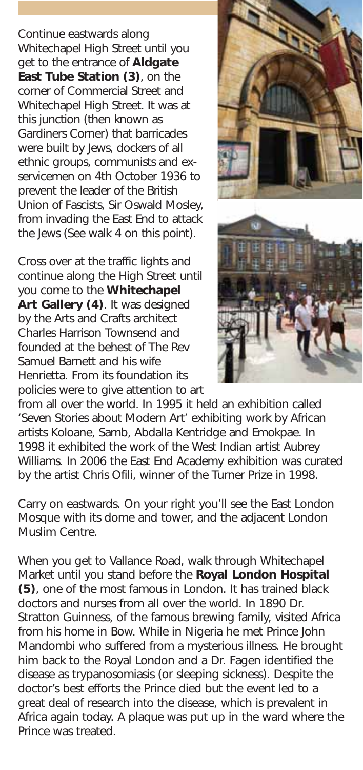Continue eastwards along Whitechapel High Street until you get to the entrance of **Aldgate East Tube Station (3)**, on the corner of Commercial Street and Whitechapel High Street. It was at this junction (then known as Gardiners Corner) that barricades were built by Jews, dockers of all ethnic groups, communists and ex-servicemen on 4th October 1936 to prevent the leader of the British Union of Fascists, Sir Oswald Mosley, from invading the East End to attack the Jews (See walk 4 on this point).

Cross over at the traffic lights and continue along the High Street until you come to the **Whitechapel Art Gallery (4)**. It was designed by the Arts and Crafts architect Charles Harrison Townsend and founded at the behest of The Rev Samuel Barnett and his wife Henrietta. From its foundation its policies were to give attention to art from all over the world. In 1995 it held an exhibition called 'Seven Stories about Modern Art' exhibiting work by African artists Koloane, Samb, Abdalla Kentridge and Emokpae. In 1998 it exhibited the work of the West Indian artist Aubrey Williams. In 2006 the East End Academy exhibition was curated by the artist Chris Ofili, winner of the Turner Prize in 1998.

Carry on eastwards. On your right you'll see the East London Mosque with its dome and tower, and the adjacent London Muslim Centre.

When you get to Vallance Road, walk through Whitechapel Market until you stand before the **Royal London Hospital (5)**, one of the most famous in London. It has trained black doctors and nurses from all over the world. In 1890 Dr. Stratton Guinness, of the famous brewing family, visited Africa from his home in Bow. While in Nigeria he met Prince John Mandombi who suffered from a mysterious illness. He brought him back to the Royal London and a Dr. Fagen identified the disease as trypanosomiasis (or sleeping sickness). Despite the doctor's best efforts the Prince died but the event led to a great deal of research into the disease, which is prevalent in Africa again today. A plaque was put up in the ward where the Prince was treated.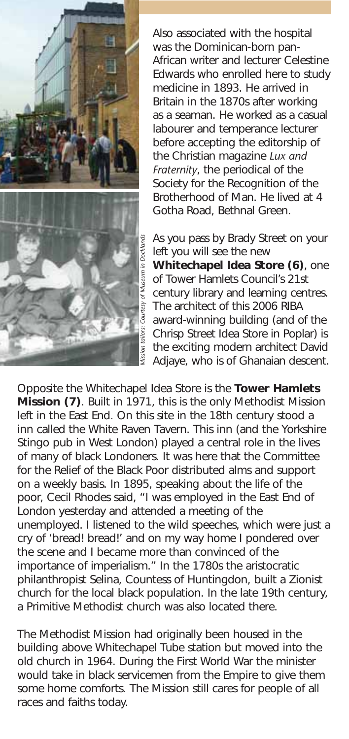Also associated with the hospital was the Dominican-born pan-African writer and lecturer Celestine Edwards who enrolled here to study medicine in 1893. He arrived in Britain in the 1870s after working as a seaman. He worked as a casual labourer and temperance lecturer before accepting the editorship of the Christian magazine *Lux and Fraternity*, the periodical of the Society for the Recognition of the Brotherhood of Man. He lived at 4 Gotha Road, Bethnal Green.

*Mission tailors: Courtesy of Museum in Docklands*

As you pass by Brady Street on your left you will see the new **Whitechapel Idea Store (6)**, one of Tower Hamlets Council's 21st century library and learning centres. The architect of this 2006 RIBA award-winning building (and of the Chrisp Street Idea Store in Poplar) is the exciting modern architect David Adjaye, who is of Ghanaian descent.

Opposite the Whitechapel Idea Store is the **Tower Hamlets Mission (7)**. Built in 1971, this is the only Methodist Mission left in the East End. On this site in the 18th century stood a inn called the White Raven Tavern. This inn (and the Yorkshire Stingo pub in West London) played a central role in the lives of many of black Londoners. It was here that the Committee for the Relief of the Black Poor distributed alms and support on a weekly basis. In 1895, speaking about the life of the poor, Cecil Rhodes said, "I was employed in the East End of London yesterday and attended a meeting of the unemployed. I listened to the wild speeches, which were just a cry of 'bread! bread!' and on my way home I pondered over the scene and I became more than convinced of the importance of imperialism." In the 1780s the aristocratic philanthropist Selina, Countess of Huntingdon, built a Zionist church for the local black population. In the late 19th century, a Primitive Methodist church was also located there.

The Methodist Mission had originally been housed in the building above Whitechapel Tube station but moved into the old church in 1964. During the First World War the minister would take in black servicemen from the Empire to give them some home comforts. The Mission still cares for people of all races and faiths today.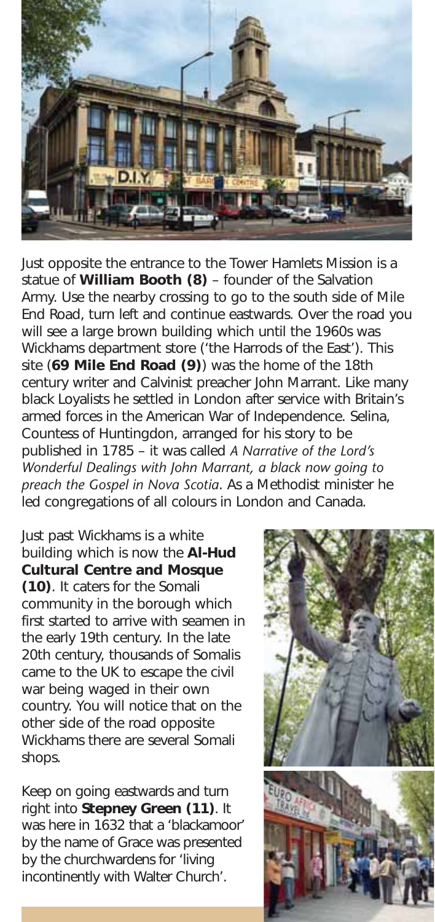Just opposite the entrance to the Tower Hamlets Mission is a statue of **William Booth (8)** – founder of the Salvation Army. Use the nearby crossing to go to the south side of Mile End Road, turn left and continue eastwards. Over the road you will see a large brown building which until the 1960s was Wickhams department store ('the Harrods of the East'). This site (**69 Mile End Road (9)**) was the home of the 18th century writer and Calvinist preacher John Marrant. Like many black Loyalists he settled in London after service with Britain's armed forces in the American War of Independence. Selina, Countess of Huntingdon, arranged for his story to be published in 1785 – it was called *A Narrative of the Lord's Wonderful Dealings with John Marrant, a black now going to preach the Gospel in Nova Scotia*. As a Methodist minister he led congregations of all colours in London and Canada.

Just past Wickhams is a white building which is now the **Al-Hud Cultural Centre and Mosque (10)**. It caters for the Somali community in the borough which first started to arrive with seamen in the early 19th century. In the late 20th century, thousands of Somalis came to the UK to escape the civil war being waged in their own country. You will notice that on the other side of the road opposite Wickhams there are several Somali shops.

Keep on going eastwards and turn right into **Stepney Green (11)**. It was here in 1632 that a 'blackamoor' by the name of Grace was presented by the churchwardens for 'living incontinently with Walter Church'.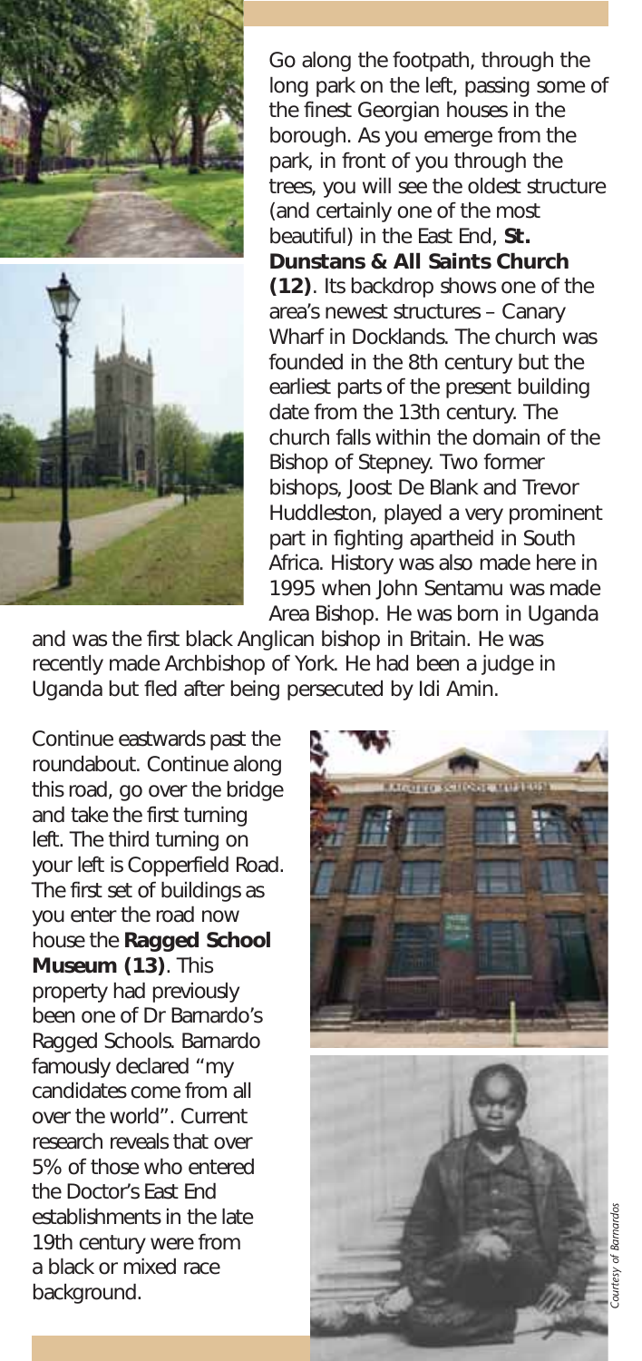Go along the footpath, through the long park on the left, passing some of the finest Georgian houses in the borough. As you emerge from the park, in front of you through the trees, you will see the oldest structure (and certainly one of the most beautiful) in the East End, **St. Dunstans & All Saints Church (12)**. Its backdrop shows one of the area's newest structures – Canary Wharf in Docklands. The church was founded in the 8th century but the earliest parts of the present building date from the 13th century. The church falls within the domain of the Bishop of Stepney. Two former bishops, Joost De Blank and Trevor Huddleston, played a very prominent part in fighting apartheid in South Africa. History was also made here in 1995 when John Sentamu was made Area Bishop. He was born in Uganda and was the first black Anglican bishop in Britain. He was recently made Archbishop of York. He had been a judge in Uganda but fled after being persecuted by Idi Amin.

Continue eastwards past the roundabout. Continue along this road, go over the bridge and take the first turning left. The third turning on your left is Copperfield Road. The first set of buildings as you enter the road now house the **Ragged School Museum (13)**. This property had previously been one of Dr Barnardo's Ragged Schools. Barnardo famously declared "my candidates come from all over the world". Current research reveals that over 5% of those who entered the Doctor's East End establishments in the late 19th century were from a black or mixed race background.

*Courtesy of Barnardos*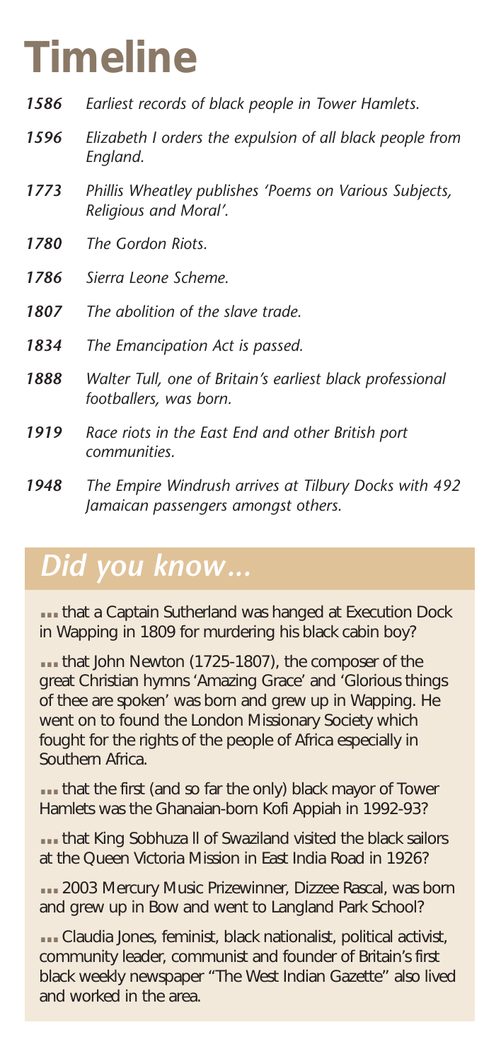# Timeline

***1586*** *Earliest records of black people in Tower Hamlets.*

***1596*** *Elizabeth I orders the expulsion of all black people from England.*

***1773*** *Phillis Wheatley publishes 'Poems on Various Subjects, Religious and Moral'.*

***1780*** *The Gordon Riots.*

***1786*** *Sierra Leone Scheme.*

***1807*** *The abolition of the slave trade.*

***1834*** *The Emancipation Act is passed.*

***1888*** *Walter Tull, one of Britain's earliest black professional footballers, was born.*

***1919*** *Race riots in the East End and other British port communities.*

***1948*** *The Empire Windrush arrives at Tilbury Docks with 492 Jamaican passengers amongst others.*

## *Did you know…*

**...** that a Captain Sutherland was hanged at Execution Dock in Wapping in 1809 for murdering his black cabin boy?

**...** that John Newton (1725-1807), the composer of the great Christian hymns 'Amazing Grace' and 'Glorious things of thee are spoken' was born and grew up in Wapping. He went on to found the London Missionary Society which fought for the rights of the people of Africa especially in Southern Africa.

**...** that the first (and so far the only) black mayor of Tower Hamlets was the Ghanaian-born Kofi Appiah in 1992-93?

**...** that King Sobhuza ll of Swaziland visited the black sailors at the Queen Victoria Mission in East India Road in 1926?

**...** 2003 Mercury Music Prizewinner, Dizzee Rascal, was born and grew up in Bow and went to Langland Park School?

**...** Claudia Jones, feminist, black nationalist, political activist, community leader, communist and founder of Britain's first black weekly newspaper "The West Indian Gazette" also lived and worked in the area.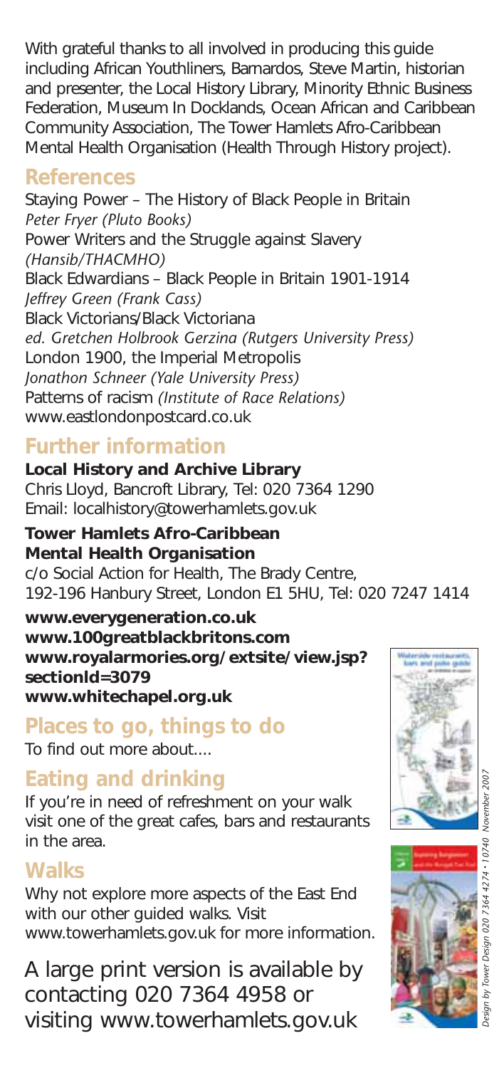With grateful thanks to all involved in producing this guide including African Youthliners, Barnardos, Steve Martin, historian and presenter, the Local History Library, Minority Ethnic Business Federation, Museum In Docklands, Ocean African and Caribbean Community Association, The Tower Hamlets Afro-Caribbean Mental Health Organisation (Health Through History project).

## References

Staying Power – The History of Black People in Britain
*Peter Fryer (Pluto Books)*
Power Writers and the Struggle against Slavery
*(Hansib/THACMHO)*
Black Edwardians – Black People in Britain 1901-1914
*Jeffrey Green (Frank Cass)*
Black Victorians/Black Victoriana
*ed. Gretchen Holbrook Gerzina (Rutgers University Press)*
London 1900, the Imperial Metropolis
*Jonathon Schneer (Yale University Press)*
Patterns of racism *(Institute of Race Relations)*
www.eastlondonpostcard.co.uk

## Further information

**Local History and Archive Library**
Chris Lloyd, Bancroft Library, Tel: 020 7364 1290
Email: localhistory@towerhamlets.gov.uk

**Tower Hamlets Afro-Caribbean Mental Health Organisation**
c/o Social Action for Health, The Brady Centre,
192-196 Hanbury Street, London E1 5HU, Tel: 020 7247 1414

**www.everygeneration.co.uk**
**www.100greatblackbritons.com**
**www.royalarmories.org/extsite/view.jsp?sectionId=3079**
**www.whitechapel.org.uk**

## Places to go, things to do

To find out more about....

## Eating and drinking

If you're in need of refreshment on your walk visit one of the great cafes, bars and restaurants in the area.

## Walks

Why not explore more aspects of the East End with our other guided walks. Visit www.towerhamlets.gov.uk for more information.

A large print version is available by contacting 020 7364 4958 or visiting www.towerhamlets.gov.uk

*Design by Tower Design 020 7364 4274 • 10740 November 2007*